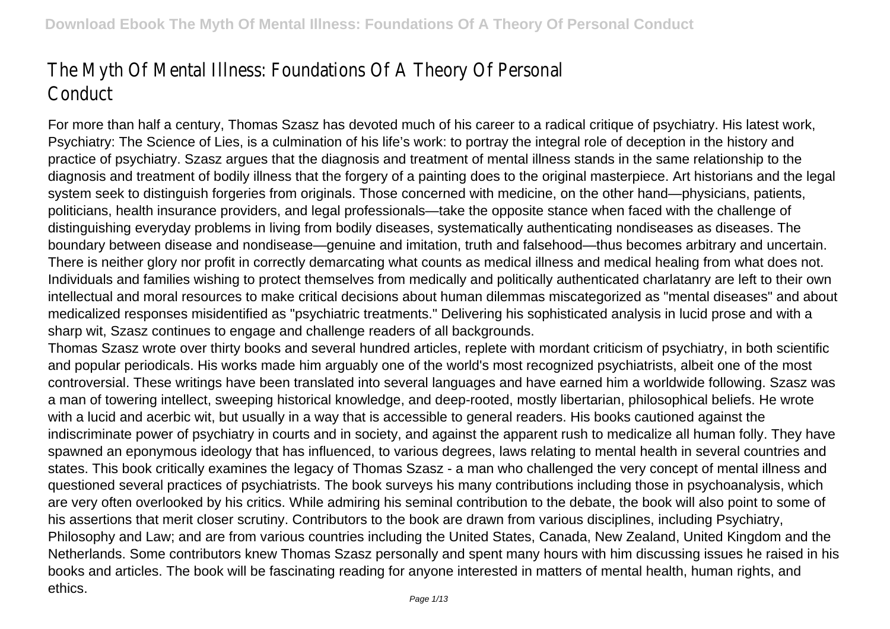# The Myth Of Mental Illness: Foundations Of A Theory Of Personal Conduct

For more than half a century, Thomas Szasz has devoted much of his career to a radical critique of psychiatry. His latest work, Psychiatry: The Science of Lies, is a culmination of his life's work: to portray the integral role of deception in the history and practice of psychiatry. Szasz argues that the diagnosis and treatment of mental illness stands in the same relationship to the diagnosis and treatment of bodily illness that the forgery of a painting does to the original masterpiece. Art historians and the legal system seek to distinguish forgeries from originals. Those concerned with medicine, on the other hand—physicians, patients, politicians, health insurance providers, and legal professionals—take the opposite stance when faced with the challenge of distinguishing everyday problems in living from bodily diseases, systematically authenticating nondiseases as diseases. The boundary between disease and nondisease—genuine and imitation, truth and falsehood—thus becomes arbitrary and uncertain. There is neither glory nor profit in correctly demarcating what counts as medical illness and medical healing from what does not. Individuals and families wishing to protect themselves from medically and politically authenticated charlatanry are left to their own intellectual and moral resources to make critical decisions about human dilemmas miscategorized as "mental diseases" and about medicalized responses misidentified as "psychiatric treatments." Delivering his sophisticated analysis in lucid prose and with a sharp wit, Szasz continues to engage and challenge readers of all backgrounds.

Thomas Szasz wrote over thirty books and several hundred articles, replete with mordant criticism of psychiatry, in both scientific and popular periodicals. His works made him arguably one of the world's most recognized psychiatrists, albeit one of the most controversial. These writings have been translated into several languages and have earned him a worldwide following. Szasz was a man of towering intellect, sweeping historical knowledge, and deep-rooted, mostly libertarian, philosophical beliefs. He wrote with a lucid and acerbic wit, but usually in a way that is accessible to general readers. His books cautioned against the indiscriminate power of psychiatry in courts and in society, and against the apparent rush to medicalize all human folly. They have spawned an eponymous ideology that has influenced, to various degrees, laws relating to mental health in several countries and states. This book critically examines the legacy of Thomas Szasz - a man who challenged the very concept of mental illness and questioned several practices of psychiatrists. The book surveys his many contributions including those in psychoanalysis, which are very often overlooked by his critics. While admiring his seminal contribution to the debate, the book will also point to some of his assertions that merit closer scrutiny. Contributors to the book are drawn from various disciplines, including Psychiatry, Philosophy and Law; and are from various countries including the United States, Canada, New Zealand, United Kingdom and the Netherlands. Some contributors knew Thomas Szasz personally and spent many hours with him discussing issues he raised in his books and articles. The book will be fascinating reading for anyone interested in matters of mental health, human rights, and ethics.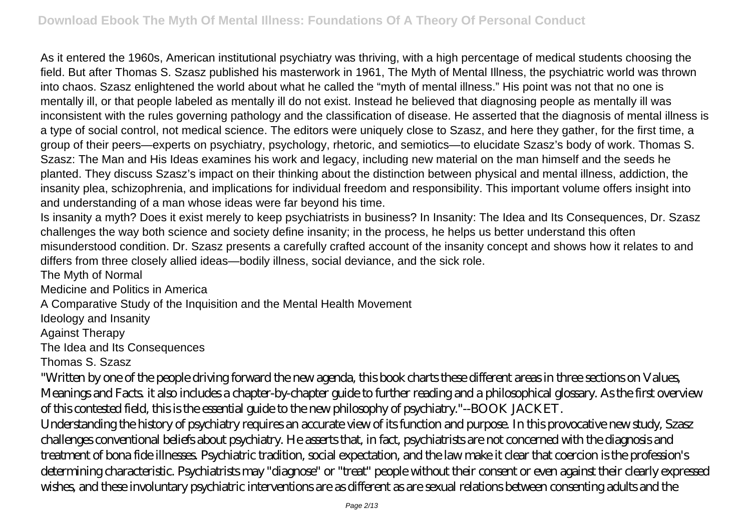As it entered the 1960s, American institutional psychiatry was thriving, with a high percentage of medical students choosing the field. But after Thomas S. Szasz published his masterwork in 1961, The Myth of Mental Illness, the psychiatric world was thrown into chaos. Szasz enlightened the world about what he called the "myth of mental illness." His point was not that no one is mentally ill, or that people labeled as mentally ill do not exist. Instead he believed that diagnosing people as mentally ill was inconsistent with the rules governing pathology and the classification of disease. He asserted that the diagnosis of mental illness is a type of social control, not medical science. The editors were uniquely close to Szasz, and here they gather, for the first time, a group of their peers—experts on psychiatry, psychology, rhetoric, and semiotics—to elucidate Szasz's body of work. Thomas S. Szasz: The Man and His Ideas examines his work and legacy, including new material on the man himself and the seeds he planted. They discuss Szasz's impact on their thinking about the distinction between physical and mental illness, addiction, the insanity plea, schizophrenia, and implications for individual freedom and responsibility. This important volume offers insight into and understanding of a man whose ideas were far beyond his time.

Is insanity a myth? Does it exist merely to keep psychiatrists in business? In Insanity: The Idea and Its Consequences, Dr. Szasz challenges the way both science and society define insanity; in the process, he helps us better understand this often misunderstood condition. Dr. Szasz presents a carefully crafted account of the insanity concept and shows how it relates to and differs from three closely allied ideas—bodily illness, social deviance, and the sick role.

The Myth of Normal

Medicine and Politics in America

A Comparative Study of the Inquisition and the Mental Health Movement

Ideology and Insanity

Against Therapy

The Idea and Its Consequences

Thomas S. Szasz

"Written by one of the people driving forward the new agenda, this book charts these different areas in three sections on Values, Meanings and Facts. it also includes a chapter-by-chapter guide to further reading and a philosophical glossary. As the first overview of this contested field, this is the essential guide to the new philosophy of psychiatry."--BOOK JACKET.

Understanding the history of psychiatry requires an accurate view of its function and purpose. In this provocative new study, Szasz challenges conventional beliefs about psychiatry. He asserts that, in fact, psychiatrists are not concerned with the diagnosis and treatment of bona fide illnesses. Psychiatric tradition, social expectation, and the law make it clear that coercion is the profession's determining characteristic. Psychiatrists may "diagnose" or "treat" people without their consent or even against their clearly expressed wishes, and these involuntary psychiatric interventions are as different as are sexual relations between consenting adults and the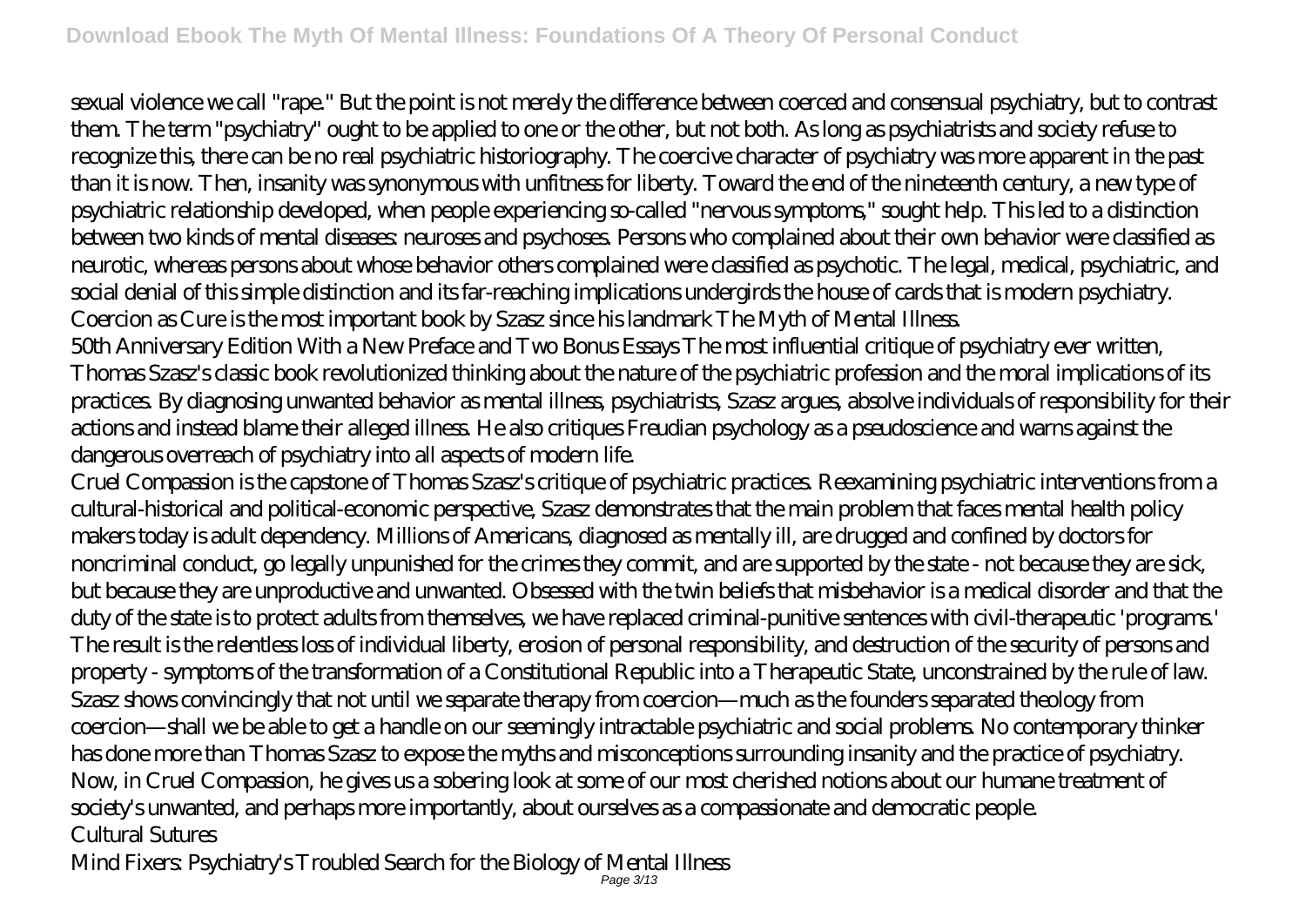sexual violence we call "rape." But the point is not merely the difference between coerced and consensual psychiatry, but to contrast them. The term "psychiatry" ought to be applied to one or the other, but not both. As long as psychiatrists and society refuse to recognize this, there can be no real psychiatric historiography. The coercive character of psychiatry was more apparent in the past than it is now. Then, insanity was synonymous with unfitness for liberty. Toward the end of the nineteenth century, a new type of psychiatric relationship developed, when people experiencing so-called "nervous symptoms," sought help. This led to a distinction between two kinds of mental diseases: neuroses and psychoses. Persons who complained about their own behavior were classified as neurotic, whereas persons about whose behavior others complained were classified as psychotic. The legal, medical, psychiatric, and social denial of this simple distinction and its far-reaching implications undergirds the house of cards that is modern psychiatry. Coercion as Cure is the most important book by Szasz since his landmark The Myth of Mental Illness.

50th Anniversary Edition With a New Preface and Two Bonus Essays The most influential critique of psychiatry ever written, Thomas Szasz's classic book revolutionized thinking about the nature of the psychiatric profession and the moral implications of its practices. By diagnosing unwanted behavior as mental illness, psychiatrists, Szasz argues, absolve individuals of responsibility for their actions and instead blame their alleged illness. He also critiques Freudian psychology as a pseudoscience and warns against the dangerous overreach of psychiatry into all aspects of modern life.

Cruel Compassion is the capstone of Thomas Szasz's critique of psychiatric practices. Reexamining psychiatric interventions from a cultural-historical and political-economic perspective, Szasz demonstrates that the main problem that faces mental health policy makers today is adult dependency. Millions of Americans, diagnosed as mentally ill, are drugged and confined by doctors for noncriminal conduct, go legally unpunished for the crimes they commit, and are supported by the state - not because they are sick, but because they are unproductive and unwanted. Obsessed with the twin beliefs that misbehavior is a medical disorder and that the duty of the state is to protect adults from themselves, we have replaced criminal-punitive sentences with civil-therapeutic 'programs.' The result is the relentless loss of individual liberty, erosion of personal responsibility, and destruction of the security of persons and property - symptoms of the transformation of a Constitutional Republic into a Therapeutic State, unconstrained by the rule of law. Szasz shows convincingly that not until we separate therapy from coercion—much as the founders separated theology from coercion—shall we be able to get a handle on our seemingly intractable psychiatric and social problems. No contemporary thinker has done more than Thomas Szasz to expose the myths and misconceptions surrounding insanity and the practice of psychiatry. Now, in Cruel Compassion, he gives us a sobering look at some of our most cherished notions about our humane treatment of society's unwanted, and perhaps more importantly, about ourselves as a compassionate and democratic people.

Cultural Sutures

Mind Fixers: Psychiatry's Troubled Search for the Biology of Mental Illness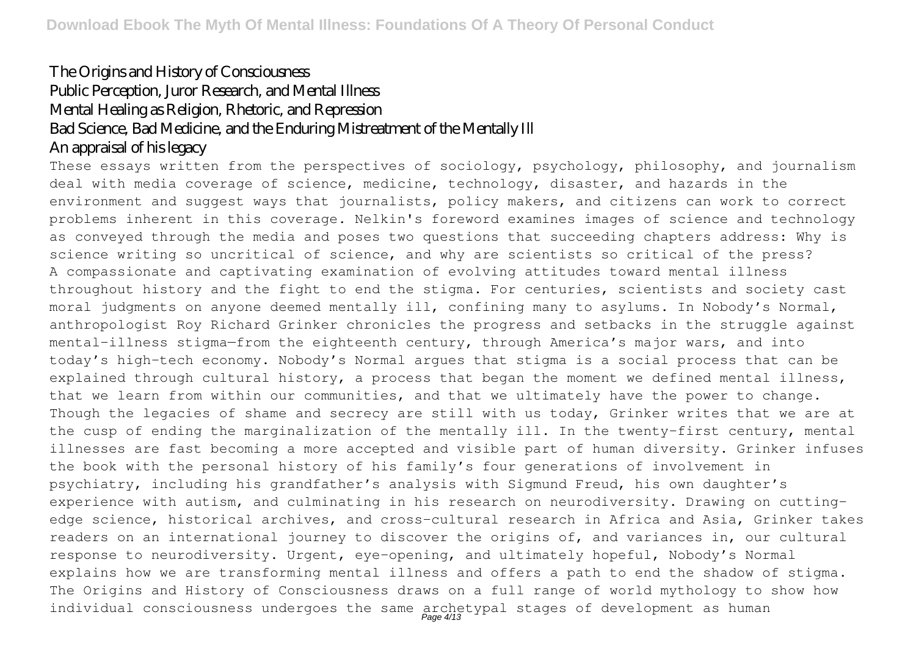The Origins and History of Consciousness
Public Perception, Juror Research, and Mental Illness
Mental Healing as Religion, Rhetoric, and Repression
Bad Science, Bad Medicine, and the Enduring Mistreatment of the Mentally Ill
An appraisal of his legacy

These essays written from the perspectives of sociology, psychology, philosophy, and journalism deal with media coverage of science, medicine, technology, disaster, and hazards in the environment and suggest ways that journalists, policy makers, and citizens can work to correct problems inherent in this coverage. Nelkin's foreword examines images of science and technology as conveyed through the media and poses two questions that succeeding chapters address: Why is science writing so uncritical of science, and why are scientists so critical of the press?

A compassionate and captivating examination of evolving attitudes toward mental illness throughout history and the fight to end the stigma. For centuries, scientists and society cast moral judgments on anyone deemed mentally ill, confining many to asylums. In Nobody's Normal, anthropologist Roy Richard Grinker chronicles the progress and setbacks in the struggle against mental-illness stigma—from the eighteenth century, through America's major wars, and into today's high-tech economy. Nobody's Normal argues that stigma is a social process that can be explained through cultural history, a process that began the moment we defined mental illness, that we learn from within our communities, and that we ultimately have the power to change. Though the legacies of shame and secrecy are still with us today, Grinker writes that we are at the cusp of ending the marginalization of the mentally ill. In the twenty-first century, mental illnesses are fast becoming a more accepted and visible part of human diversity. Grinker infuses the book with the personal history of his family's four generations of involvement in psychiatry, including his grandfather's analysis with Sigmund Freud, his own daughter's experience with autism, and culminating in his research on neurodiversity. Drawing on cutting-edge science, historical archives, and cross-cultural research in Africa and Asia, Grinker takes readers on an international journey to discover the origins of, and variances in, our cultural response to neurodiversity. Urgent, eye-opening, and ultimately hopeful, Nobody's Normal explains how we are transforming mental illness and offers a path to end the shadow of stigma.

The Origins and History of Consciousness draws on a full range of world mythology to show how individual consciousness undergoes the same archetypal stages of development as human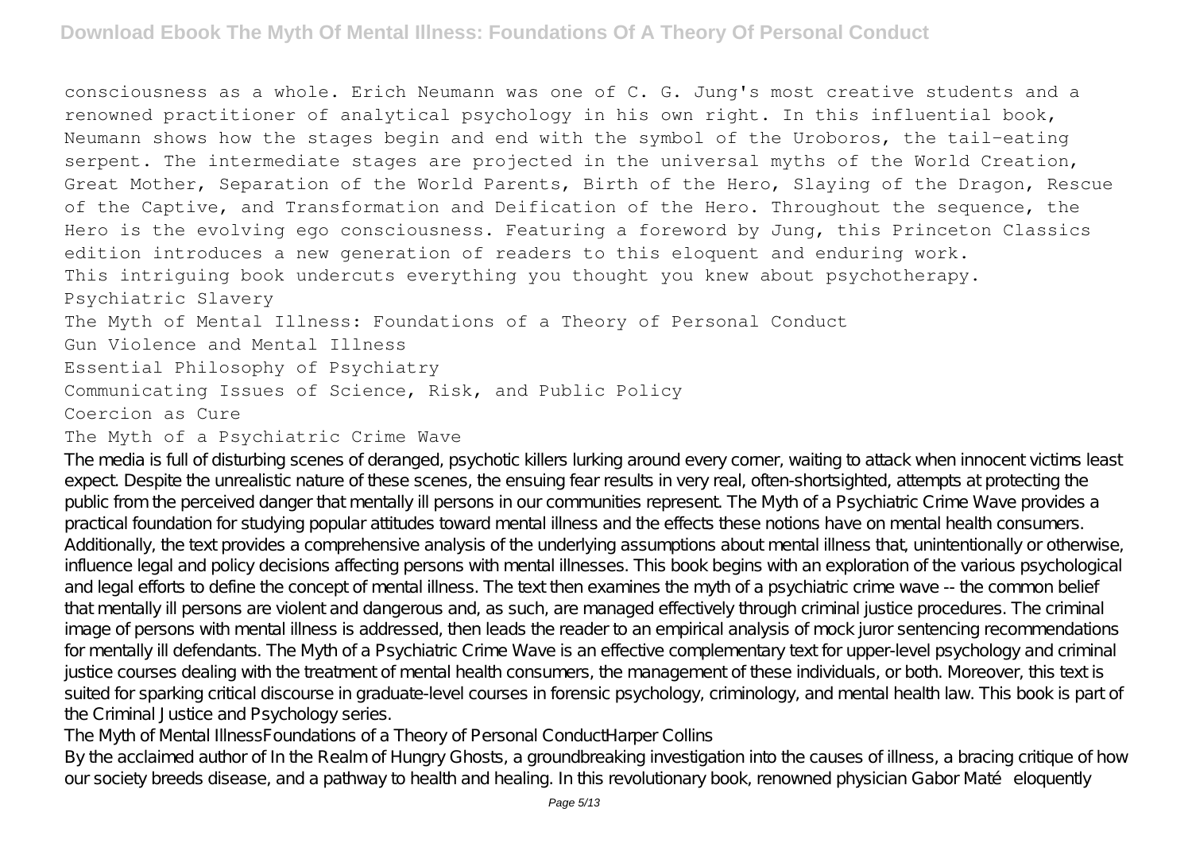consciousness as a whole. Erich Neumann was one of C. G. Jung's most creative students and a renowned practitioner of analytical psychology in his own right. In this influential book, Neumann shows how the stages begin and end with the symbol of the Uroboros, the tail-eating serpent. The intermediate stages are projected in the universal myths of the World Creation, Great Mother, Separation of the World Parents, Birth of the Hero, Slaying of the Dragon, Rescue of the Captive, and Transformation and Deification of the Hero. Throughout the sequence, the Hero is the evolving ego consciousness. Featuring a foreword by Jung, this Princeton Classics edition introduces a new generation of readers to this eloquent and enduring work.

This intriguing book undercuts everything you thought you knew about psychotherapy.

Psychiatric Slavery

The Myth of Mental Illness: Foundations of a Theory of Personal Conduct

Gun Violence and Mental Illness

Essential Philosophy of Psychiatry

Communicating Issues of Science, Risk, and Public Policy

Coercion as Cure

The Myth of a Psychiatric Crime Wave

The media is full of disturbing scenes of deranged, psychotic killers lurking around every corner, waiting to attack when innocent victims least expect. Despite the unrealistic nature of these scenes, the ensuing fear results in very real, often-shortsighted, attempts at protecting the public from the perceived danger that mentally ill persons in our communities represent. The Myth of a Psychiatric Crime Wave provides a practical foundation for studying popular attitudes toward mental illness and the effects these notions have on mental health consumers. Additionally, the text provides a comprehensive analysis of the underlying assumptions about mental illness that, unintentionally or otherwise, influence legal and policy decisions affecting persons with mental illnesses. This book begins with an exploration of the various psychological and legal efforts to define the concept of mental illness. The text then examines the myth of a psychiatric crime wave -- the common belief that mentally ill persons are violent and dangerous and, as such, are managed effectively through criminal justice procedures. The criminal image of persons with mental illness is addressed, then leads the reader to an empirical analysis of mock juror sentencing recommendations for mentally ill defendants. The Myth of a Psychiatric Crime Wave is an effective complementary text for upper-level psychology and criminal justice courses dealing with the treatment of mental health consumers, the management of these individuals, or both. Moreover, this text is suited for sparking critical discourse in graduate-level courses in forensic psychology, criminology, and mental health law. This book is part of the Criminal Justice and Psychology series.

The Myth of Mental IllnessFoundations of a Theory of Personal ConductHarper Collins

By the acclaimed author of In the Realm of Hungry Ghosts, a groundbreaking investigation into the causes of illness, a bracing critique of how our society breeds disease, and a pathway to health and healing. In this revolutionary book, renowned physician Gabor Maté eloquently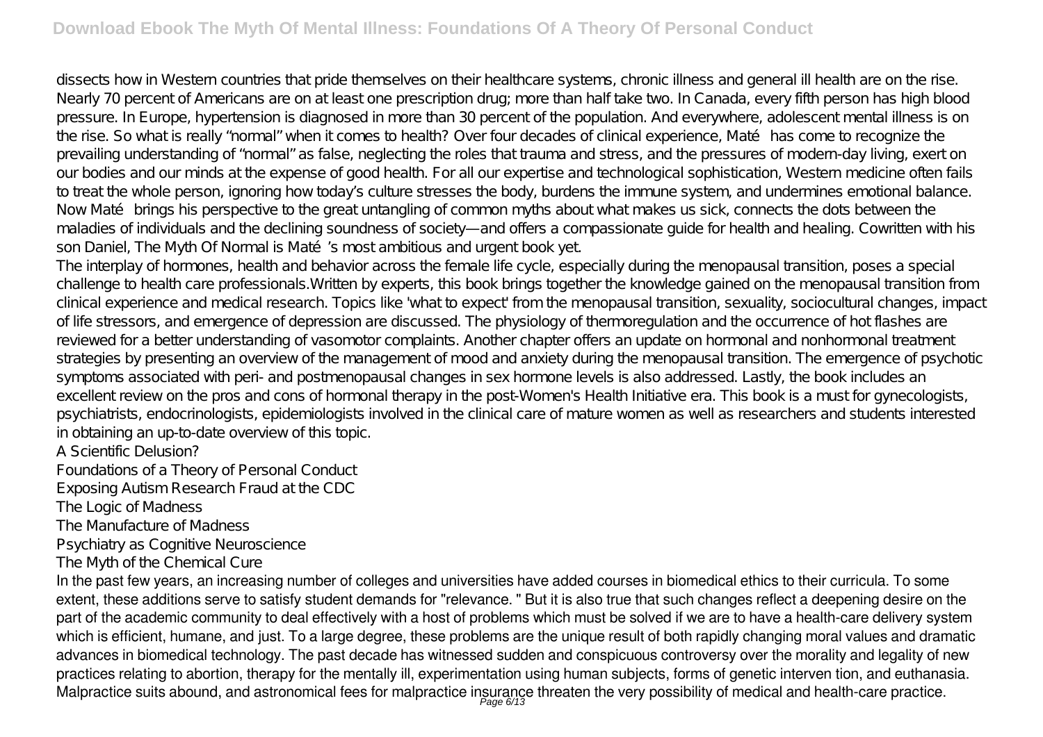dissects how in Western countries that pride themselves on their healthcare systems, chronic illness and general ill health are on the rise. Nearly 70 percent of Americans are on at least one prescription drug; more than half take two. In Canada, every fifth person has high blood pressure. In Europe, hypertension is diagnosed in more than 30 percent of the population. And everywhere, adolescent mental illness is on the rise. So what is really "normal" when it comes to health? Over four decades of clinical experience, Maté has come to recognize the prevailing understanding of "normal" as false, neglecting the roles that trauma and stress, and the pressures of modern-day living, exert on our bodies and our minds at the expense of good health. For all our expertise and technological sophistication, Western medicine often fails to treat the whole person, ignoring how today's culture stresses the body, burdens the immune system, and undermines emotional balance. Now Maté brings his perspective to the great untangling of common myths about what makes us sick, connects the dots between the maladies of individuals and the declining soundness of society—and offers a compassionate guide for health and healing. Cowritten with his son Daniel, The Myth Of Normal is Maté's most ambitious and urgent book yet.

The interplay of hormones, health and behavior across the female life cycle, especially during the menopausal transition, poses a special challenge to health care professionals.Written by experts, this book brings together the knowledge gained on the menopausal transition from clinical experience and medical research. Topics like 'what to expect' from the menopausal transition, sexuality, sociocultural changes, impact of life stressors, and emergence of depression are discussed. The physiology of thermoregulation and the occurrence of hot flashes are reviewed for a better understanding of vasomotor complaints. Another chapter offers an update on hormonal and nonhormonal treatment strategies by presenting an overview of the management of mood and anxiety during the menopausal transition. The emergence of psychotic symptoms associated with peri- and postmenopausal changes in sex hormone levels is also addressed. Lastly, the book includes an excellent review on the pros and cons of hormonal therapy in the post-Women's Health Initiative era. This book is a must for gynecologists, psychiatrists, endocrinologists, epidemiologists involved in the clinical care of mature women as well as researchers and students interested in obtaining an up-to-date overview of this topic.

A Scientific Delusion?

Foundations of a Theory of Personal Conduct

Exposing Autism Research Fraud at the CDC

The Logic of Madness

The Manufacture of Madness

Psychiatry as Cognitive Neuroscience

The Myth of the Chemical Cure

In the past few years, an increasing number of colleges and universities have added courses in biomedical ethics to their curricula. To some extent, these additions serve to satisfy student demands for "relevance. " But it is also true that such changes reflect a deepening desire on the part of the academic community to deal effectively with a host of problems which must be solved if we are to have a health-care delivery system which is efficient, humane, and just. To a large degree, these problems are the unique result of both rapidly changing moral values and dramatic advances in biomedical technology. The past decade has witnessed sudden and conspicuous controversy over the morality and legality of new practices relating to abortion, therapy for the mentally ill, experimentation using human subjects, forms of genetic interven tion, and euthanasia. Malpractice suits abound, and astronomical fees for malpractice insurance threaten the very possibility of medical and health-care practice.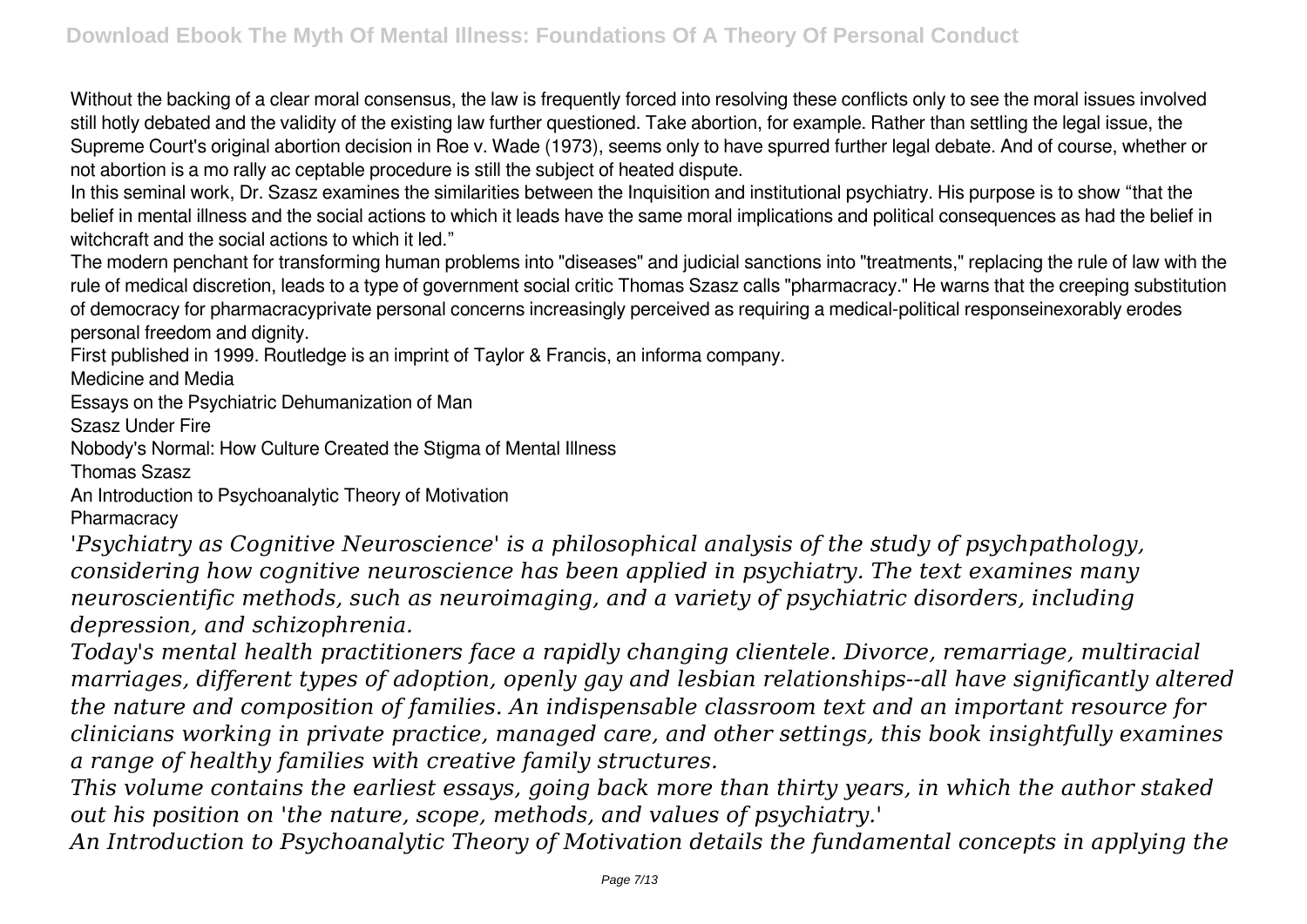Without the backing of a clear moral consensus, the law is frequently forced into resolving these conflicts only to see the moral issues involved still hotly debated and the validity of the existing law further questioned. Take abortion, for example. Rather than settling the legal issue, the Supreme Court's original abortion decision in Roe v. Wade (1973), seems only to have spurred further legal debate. And of course, whether or not abortion is a mo rally ac ceptable procedure is still the subject of heated dispute.

In this seminal work, Dr. Szasz examines the similarities between the Inquisition and institutional psychiatry. His purpose is to show "that the belief in mental illness and the social actions to which it leads have the same moral implications and political consequences as had the belief in witchcraft and the social actions to which it led."

The modern penchant for transforming human problems into "diseases" and judicial sanctions into "treatments," replacing the rule of law with the rule of medical discretion, leads to a type of government social critic Thomas Szasz calls "pharmacracy." He warns that the creeping substitution of democracy for pharmacracyprivate personal concerns increasingly perceived as requiring a medical-political responseinexorably erodes personal freedom and dignity.

First published in 1999. Routledge is an imprint of Taylor & Francis, an informa company.

Medicine and Media

Essays on the Psychiatric Dehumanization of Man

Szasz Under Fire

Nobody's Normal: How Culture Created the Stigma of Mental Illness

Thomas Szasz

An Introduction to Psychoanalytic Theory of Motivation

Pharmacracy

*'Psychiatry as Cognitive Neuroscience' is a philosophical analysis of the study of psychpathology, considering how cognitive neuroscience has been applied in psychiatry. The text examines many neuroscientific methods, such as neuroimaging, and a variety of psychiatric disorders, including depression, and schizophrenia.*

*Today's mental health practitioners face a rapidly changing clientele. Divorce, remarriage, multiracial marriages, different types of adoption, openly gay and lesbian relationships--all have significantly altered the nature and composition of families. An indispensable classroom text and an important resource for clinicians working in private practice, managed care, and other settings, this book insightfully examines a range of healthy families with creative family structures.*

*This volume contains the earliest essays, going back more than thirty years, in which the author staked out his position on 'the nature, scope, methods, and values of psychiatry.'*

*An Introduction to Psychoanalytic Theory of Motivation details the fundamental concepts in applying the*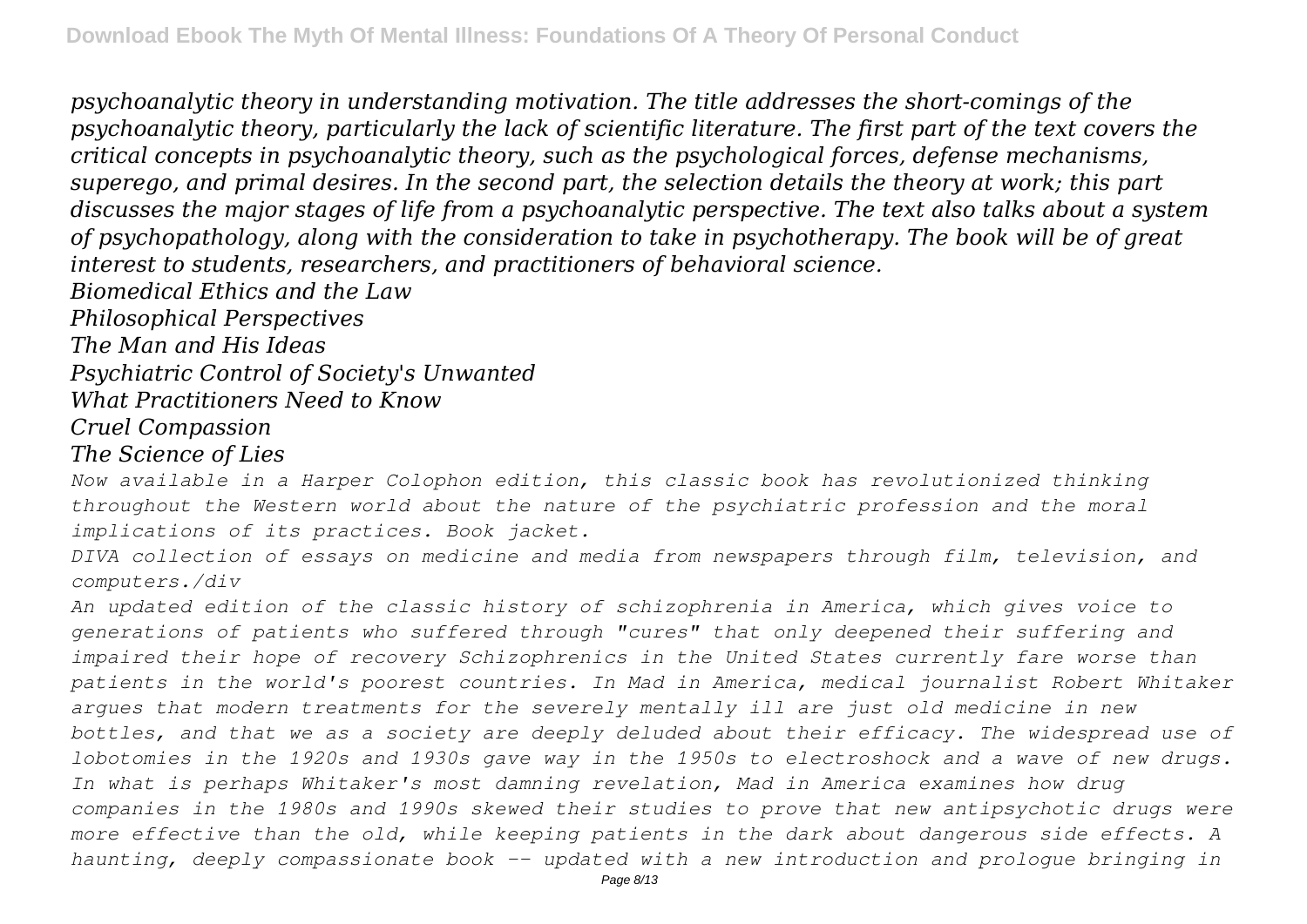*psychoanalytic theory in understanding motivation. The title addresses the short-comings of the psychoanalytic theory, particularly the lack of scientific literature. The first part of the text covers the critical concepts in psychoanalytic theory, such as the psychological forces, defense mechanisms, superego, and primal desires. In the second part, the selection details the theory at work; this part discusses the major stages of life from a psychoanalytic perspective. The text also talks about a system of psychopathology, along with the consideration to take in psychotherapy. The book will be of great interest to students, researchers, and practitioners of behavioral science.*

*Biomedical Ethics and the Law*

*Philosophical Perspectives*

*The Man and His Ideas*

*Psychiatric Control of Society's Unwanted*

*What Practitioners Need to Know*

*Cruel Compassion*

*The Science of Lies*

*Now available in a Harper Colophon edition, this classic book has revolutionized thinking throughout the Western world about the nature of the psychiatric profession and the moral implications of its practices. Book jacket.*

*DIVA collection of essays on medicine and media from newspapers through film, television, and computers./div*

*An updated edition of the classic history of schizophrenia in America, which gives voice to generations of patients who suffered through "cures" that only deepened their suffering and impaired their hope of recovery Schizophrenics in the United States currently fare worse than patients in the world's poorest countries. In Mad in America, medical journalist Robert Whitaker argues that modern treatments for the severely mentally ill are just old medicine in new bottles, and that we as a society are deeply deluded about their efficacy. The widespread use of lobotomies in the 1920s and 1930s gave way in the 1950s to electroshock and a wave of new drugs. In what is perhaps Whitaker's most damning revelation, Mad in America examines how drug companies in the 1980s and 1990s skewed their studies to prove that new antipsychotic drugs were more effective than the old, while keeping patients in the dark about dangerous side effects. A haunting, deeply compassionate book -- updated with a new introduction and prologue bringing in*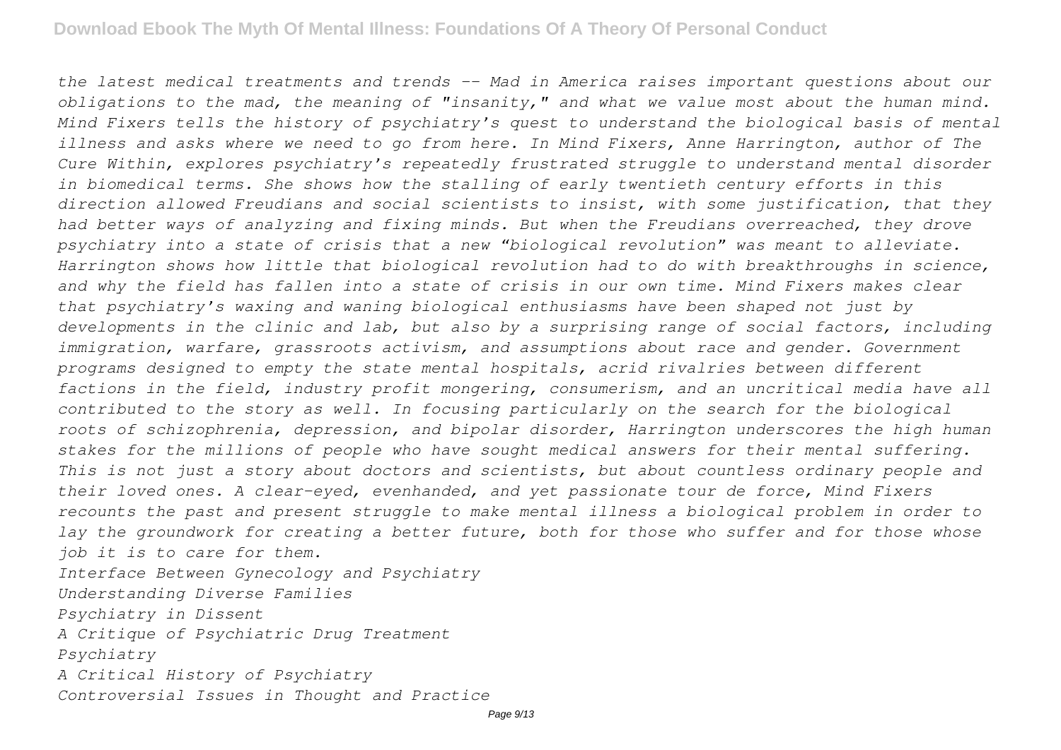*the latest medical treatments and trends -- Mad in America raises important questions about our obligations to the mad, the meaning of "insanity," and what we value most about the human mind. Mind Fixers tells the history of psychiatry's quest to understand the biological basis of mental illness and asks where we need to go from here. In Mind Fixers, Anne Harrington, author of The Cure Within, explores psychiatry's repeatedly frustrated struggle to understand mental disorder in biomedical terms. She shows how the stalling of early twentieth century efforts in this direction allowed Freudians and social scientists to insist, with some justification, that they had better ways of analyzing and fixing minds. But when the Freudians overreached, they drove psychiatry into a state of crisis that a new "biological revolution" was meant to alleviate. Harrington shows how little that biological revolution had to do with breakthroughs in science, and why the field has fallen into a state of crisis in our own time. Mind Fixers makes clear that psychiatry's waxing and waning biological enthusiasms have been shaped not just by developments in the clinic and lab, but also by a surprising range of social factors, including immigration, warfare, grassroots activism, and assumptions about race and gender. Government programs designed to empty the state mental hospitals, acrid rivalries between different factions in the field, industry profit mongering, consumerism, and an uncritical media have all contributed to the story as well. In focusing particularly on the search for the biological roots of schizophrenia, depression, and bipolar disorder, Harrington underscores the high human stakes for the millions of people who have sought medical answers for their mental suffering. This is not just a story about doctors and scientists, but about countless ordinary people and their loved ones. A clear-eyed, evenhanded, and yet passionate tour de force, Mind Fixers recounts the past and present struggle to make mental illness a biological problem in order to lay the groundwork for creating a better future, both for those who suffer and for those whose job it is to care for them.*

*Interface Between Gynecology and Psychiatry*

*Understanding Diverse Families*

*Psychiatry in Dissent*

*A Critique of Psychiatric Drug Treatment*

*Psychiatry*

*A Critical History of Psychiatry*

*Controversial Issues in Thought and Practice*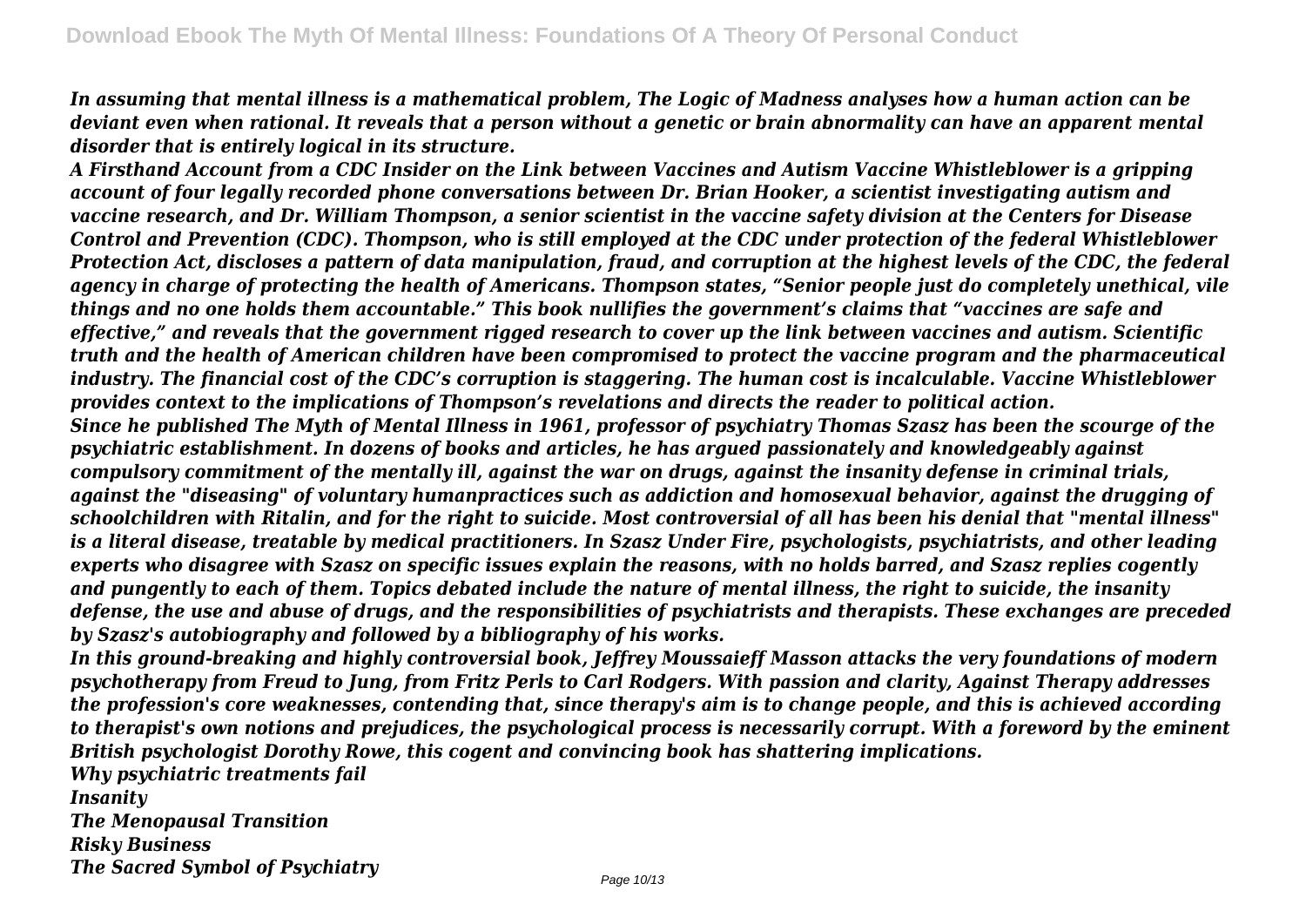*In assuming that mental illness is a mathematical problem, The Logic of Madness analyses how a human action can be deviant even when rational. It reveals that a person without a genetic or brain abnormality can have an apparent mental disorder that is entirely logical in its structure.*

*A Firsthand Account from a CDC Insider on the Link between Vaccines and Autism Vaccine Whistleblower is a gripping account of four legally recorded phone conversations between Dr. Brian Hooker, a scientist investigating autism and vaccine research, and Dr. William Thompson, a senior scientist in the vaccine safety division at the Centers for Disease Control and Prevention (CDC). Thompson, who is still employed at the CDC under protection of the federal Whistleblower Protection Act, discloses a pattern of data manipulation, fraud, and corruption at the highest levels of the CDC, the federal agency in charge of protecting the health of Americans. Thompson states, "Senior people just do completely unethical, vile things and no one holds them accountable." This book nullifies the government's claims that "vaccines are safe and effective," and reveals that the government rigged research to cover up the link between vaccines and autism. Scientific truth and the health of American children have been compromised to protect the vaccine program and the pharmaceutical industry. The financial cost of the CDC's corruption is staggering. The human cost is incalculable. Vaccine Whistleblower provides context to the implications of Thompson's revelations and directs the reader to political action.*

*Since he published The Myth of Mental Illness in 1961, professor of psychiatry Thomas Szasz has been the scourge of the psychiatric establishment. In dozens of books and articles, he has argued passionately and knowledgeably against compulsory commitment of the mentally ill, against the war on drugs, against the insanity defense in criminal trials, against the "diseasing" of voluntary humanpractices such as addiction and homosexual behavior, against the drugging of schoolchildren with Ritalin, and for the right to suicide. Most controversial of all has been his denial that "mental illness" is a literal disease, treatable by medical practitioners. In Szasz Under Fire, psychologists, psychiatrists, and other leading experts who disagree with Szasz on specific issues explain the reasons, with no holds barred, and Szasz replies cogently and pungently to each of them. Topics debated include the nature of mental illness, the right to suicide, the insanity defense, the use and abuse of drugs, and the responsibilities of psychiatrists and therapists. These exchanges are preceded by Szasz's autobiography and followed by a bibliography of his works.*

*In this ground-breaking and highly controversial book, Jeffrey Moussaieff Masson attacks the very foundations of modern psychotherapy from Freud to Jung, from Fritz Perls to Carl Rodgers. With passion and clarity, Against Therapy addresses the profession's core weaknesses, contending that, since therapy's aim is to change people, and this is achieved according to therapist's own notions and prejudices, the psychological process is necessarily corrupt. With a foreword by the eminent British psychologist Dorothy Rowe, this cogent and convincing book has shattering implications.*

*Why psychiatric treatments fail*

*Insanity*

*The Menopausal Transition*

*Risky Business*

*The Sacred Symbol of Psychiatry*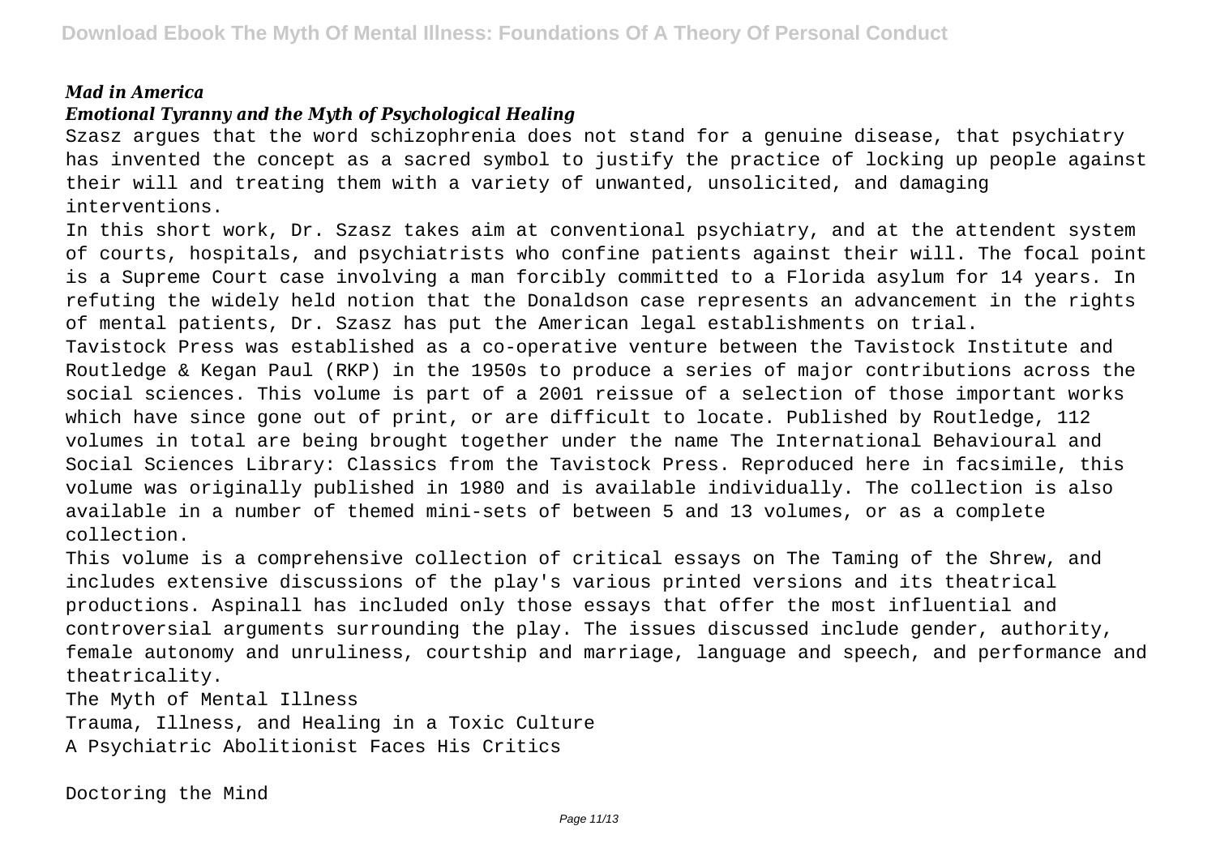***Mad in America***

***Emotional Tyranny and the Myth of Psychological Healing***

Szasz argues that the word schizophrenia does not stand for a genuine disease, that psychiatry has invented the concept as a sacred symbol to justify the practice of locking up people against their will and treating them with a variety of unwanted, unsolicited, and damaging interventions.

In this short work, Dr. Szasz takes aim at conventional psychiatry, and at the attendent system of courts, hospitals, and psychiatrists who confine patients against their will. The focal point is a Supreme Court case involving a man forcibly committed to a Florida asylum for 14 years. In refuting the widely held notion that the Donaldson case represents an advancement in the rights of mental patients, Dr. Szasz has put the American legal establishments on trial.

Tavistock Press was established as a co-operative venture between the Tavistock Institute and Routledge & Kegan Paul (RKP) in the 1950s to produce a series of major contributions across the social sciences. This volume is part of a 2001 reissue of a selection of those important works which have since gone out of print, or are difficult to locate. Published by Routledge, 112 volumes in total are being brought together under the name The International Behavioural and Social Sciences Library: Classics from the Tavistock Press. Reproduced here in facsimile, this volume was originally published in 1980 and is available individually. The collection is also available in a number of themed mini-sets of between 5 and 13 volumes, or as a complete collection.

This volume is a comprehensive collection of critical essays on The Taming of the Shrew, and includes extensive discussions of the play's various printed versions and its theatrical productions. Aspinall has included only those essays that offer the most influential and controversial arguments surrounding the play. The issues discussed include gender, authority, female autonomy and unruliness, courtship and marriage, language and speech, and performance and theatricality.

The Myth of Mental Illness

Trauma, Illness, and Healing in a Toxic Culture

A Psychiatric Abolitionist Faces His Critics

Doctoring the Mind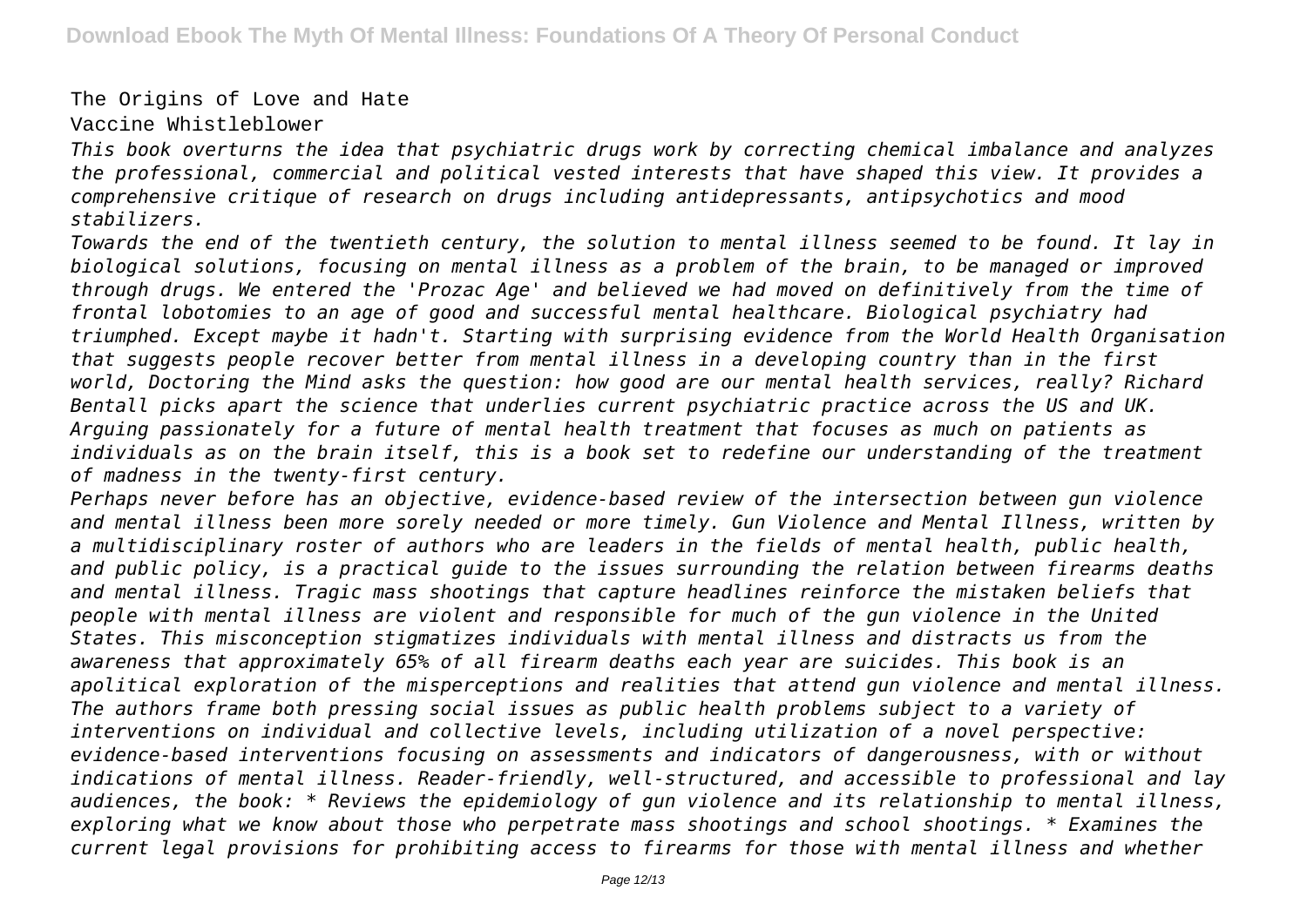The Origins of Love and Hate

Vaccine Whistleblower

*This book overturns the idea that psychiatric drugs work by correcting chemical imbalance and analyzes the professional, commercial and political vested interests that have shaped this view. It provides a comprehensive critique of research on drugs including antidepressants, antipsychotics and mood stabilizers.*

*Towards the end of the twentieth century, the solution to mental illness seemed to be found. It lay in biological solutions, focusing on mental illness as a problem of the brain, to be managed or improved through drugs. We entered the 'Prozac Age' and believed we had moved on definitively from the time of frontal lobotomies to an age of good and successful mental healthcare. Biological psychiatry had triumphed. Except maybe it hadn't. Starting with surprising evidence from the World Health Organisation that suggests people recover better from mental illness in a developing country than in the first world, Doctoring the Mind asks the question: how good are our mental health services, really? Richard Bentall picks apart the science that underlies current psychiatric practice across the US and UK. Arguing passionately for a future of mental health treatment that focuses as much on patients as individuals as on the brain itself, this is a book set to redefine our understanding of the treatment of madness in the twenty-first century.*

*Perhaps never before has an objective, evidence-based review of the intersection between gun violence and mental illness been more sorely needed or more timely. Gun Violence and Mental Illness, written by a multidisciplinary roster of authors who are leaders in the fields of mental health, public health, and public policy, is a practical guide to the issues surrounding the relation between firearms deaths and mental illness. Tragic mass shootings that capture headlines reinforce the mistaken beliefs that people with mental illness are violent and responsible for much of the gun violence in the United States. This misconception stigmatizes individuals with mental illness and distracts us from the awareness that approximately 65% of all firearm deaths each year are suicides. This book is an apolitical exploration of the misperceptions and realities that attend gun violence and mental illness. The authors frame both pressing social issues as public health problems subject to a variety of interventions on individual and collective levels, including utilization of a novel perspective: evidence-based interventions focusing on assessments and indicators of dangerousness, with or without indications of mental illness. Reader-friendly, well-structured, and accessible to professional and lay audiences, the book: * Reviews the epidemiology of gun violence and its relationship to mental illness, exploring what we know about those who perpetrate mass shootings and school shootings. * Examines the current legal provisions for prohibiting access to firearms for those with mental illness and whether*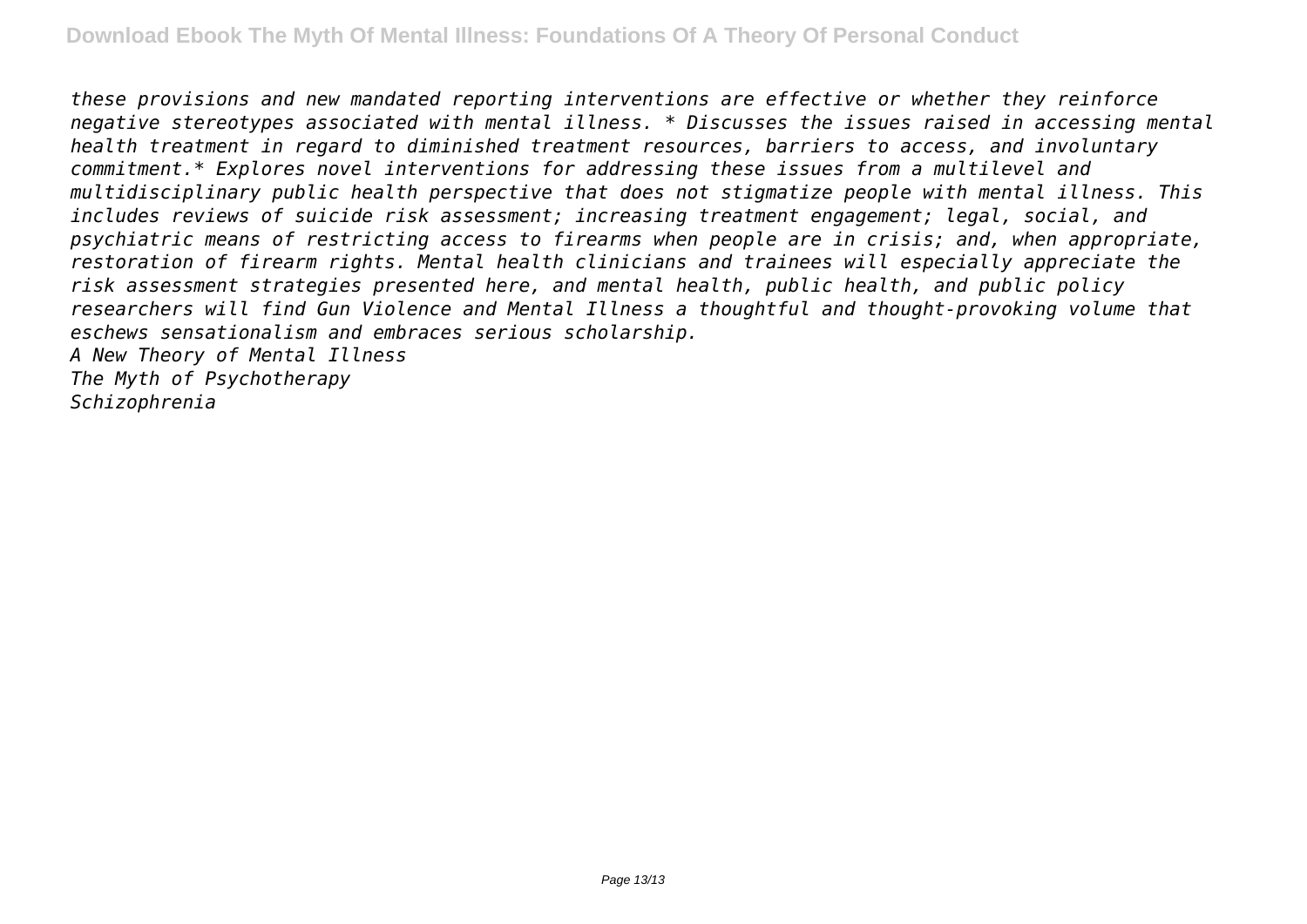*these provisions and new mandated reporting interventions are effective or whether they reinforce negative stereotypes associated with mental illness. * Discusses the issues raised in accessing mental health treatment in regard to diminished treatment resources, barriers to access, and involuntary commitment.* Explores novel interventions for addressing these issues from a multilevel and multidisciplinary public health perspective that does not stigmatize people with mental illness. This includes reviews of suicide risk assessment; increasing treatment engagement; legal, social, and psychiatric means of restricting access to firearms when people are in crisis; and, when appropriate, restoration of firearm rights. Mental health clinicians and trainees will especially appreciate the risk assessment strategies presented here, and mental health, public health, and public policy researchers will find Gun Violence and Mental Illness a thoughtful and thought-provoking volume that eschews sensationalism and embraces serious scholarship.*

*A New Theory of Mental Illness*

*The Myth of Psychotherapy*

*Schizophrenia*